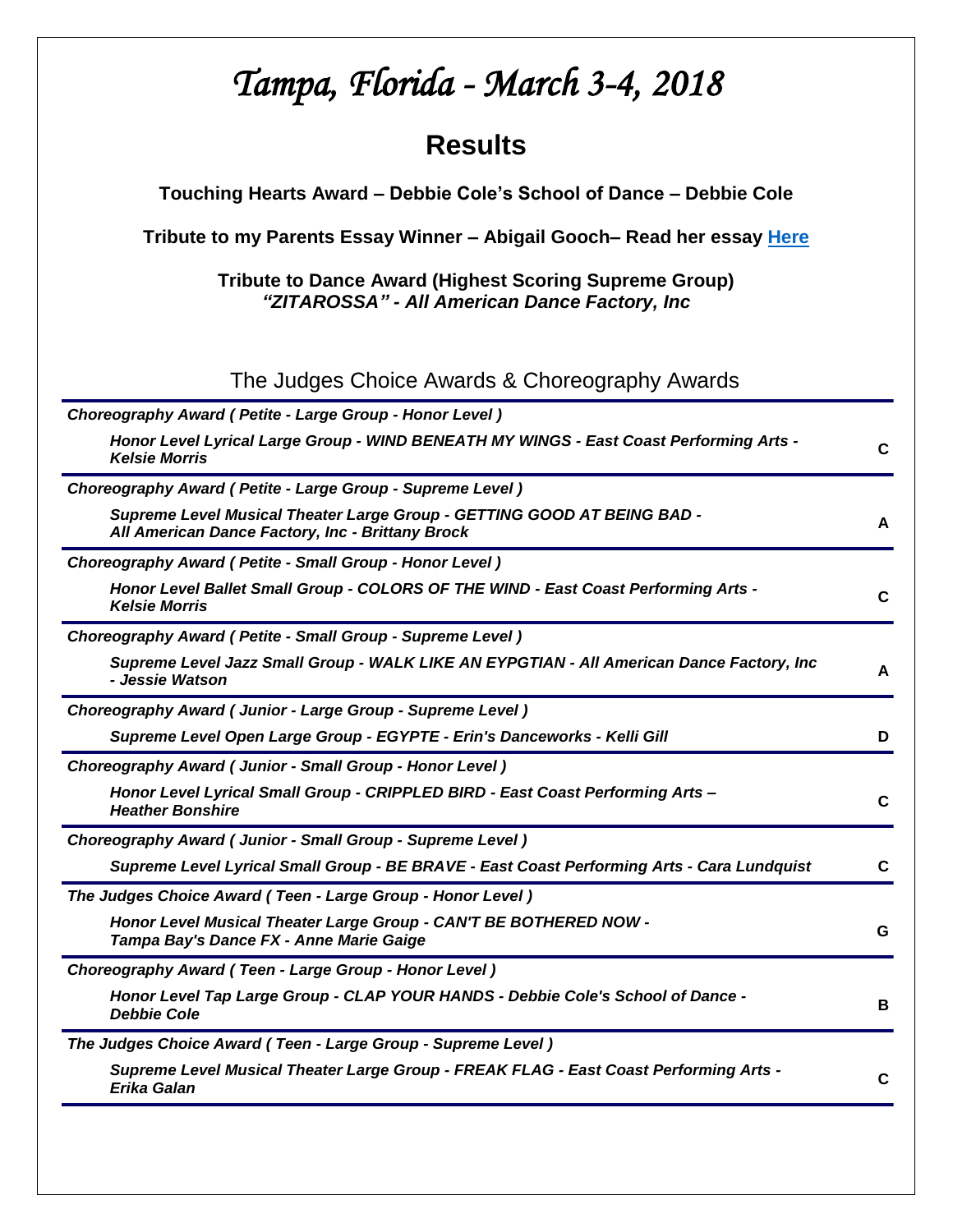# Tampa, Florida - March 3-4, 2018

## Results

**Touching Hearts Award – Debbie Cole's School of Dance – Debbie Cole**

**Tribute to my Parents Essay Winner – Abigail Gooch– Read her essay Here**

**Tribute to Dance Award (Highest Scoring Supreme Group)**
***"ZITAROSSA" - All American Dance Factory, Inc***

### The Judges Choice Awards & Choreography Awards

***Choreography Award ( Petite - Large Group - Honor Level )***

***Honor Level Lyrical Large Group - WIND BENEATH MY WINGS - East Coast Performing Arts - Kelsie Morris*** — **C**

***Choreography Award ( Petite - Large Group - Supreme Level )***

***Supreme Level Musical Theater Large Group - GETTING GOOD AT BEING BAD - All American Dance Factory, Inc - Brittany Brock*** — **A**

***Choreography Award ( Petite - Small Group - Honor Level )***

***Honor Level Ballet Small Group - COLORS OF THE WIND - East Coast Performing Arts - Kelsie Morris*** — **C**

***Choreography Award ( Petite - Small Group - Supreme Level )***

***Supreme Level Jazz Small Group - WALK LIKE AN EYPGTIAN - All American Dance Factory, Inc - Jessie Watson*** — **A**

***Choreography Award ( Junior - Large Group - Supreme Level )***

***Supreme Level Open Large Group - EGYPTE - Erin's Danceworks - Kelli Gill*** — **D**

***Choreography Award ( Junior - Small Group - Honor Level )***

***Honor Level Lyrical Small Group - CRIPPLED BIRD - East Coast Performing Arts – Heather Bonshire*** — **C**

***Choreography Award ( Junior - Small Group - Supreme Level )***

***Supreme Level Lyrical Small Group - BE BRAVE - East Coast Performing Arts - Cara Lundquist*** — **C**

***The Judges Choice Award ( Teen - Large Group - Honor Level )***

***Honor Level Musical Theater Large Group - CAN'T BE BOTHERED NOW - Tampa Bay's Dance FX - Anne Marie Gaige*** — **G**

***Choreography Award ( Teen - Large Group - Honor Level )***

***Honor Level Tap Large Group - CLAP YOUR HANDS - Debbie Cole's School of Dance - Debbie Cole*** — **B**

***The Judges Choice Award ( Teen - Large Group - Supreme Level )***

***Supreme Level Musical Theater Large Group - FREAK FLAG - East Coast Performing Arts - Erika Galan*** — **C**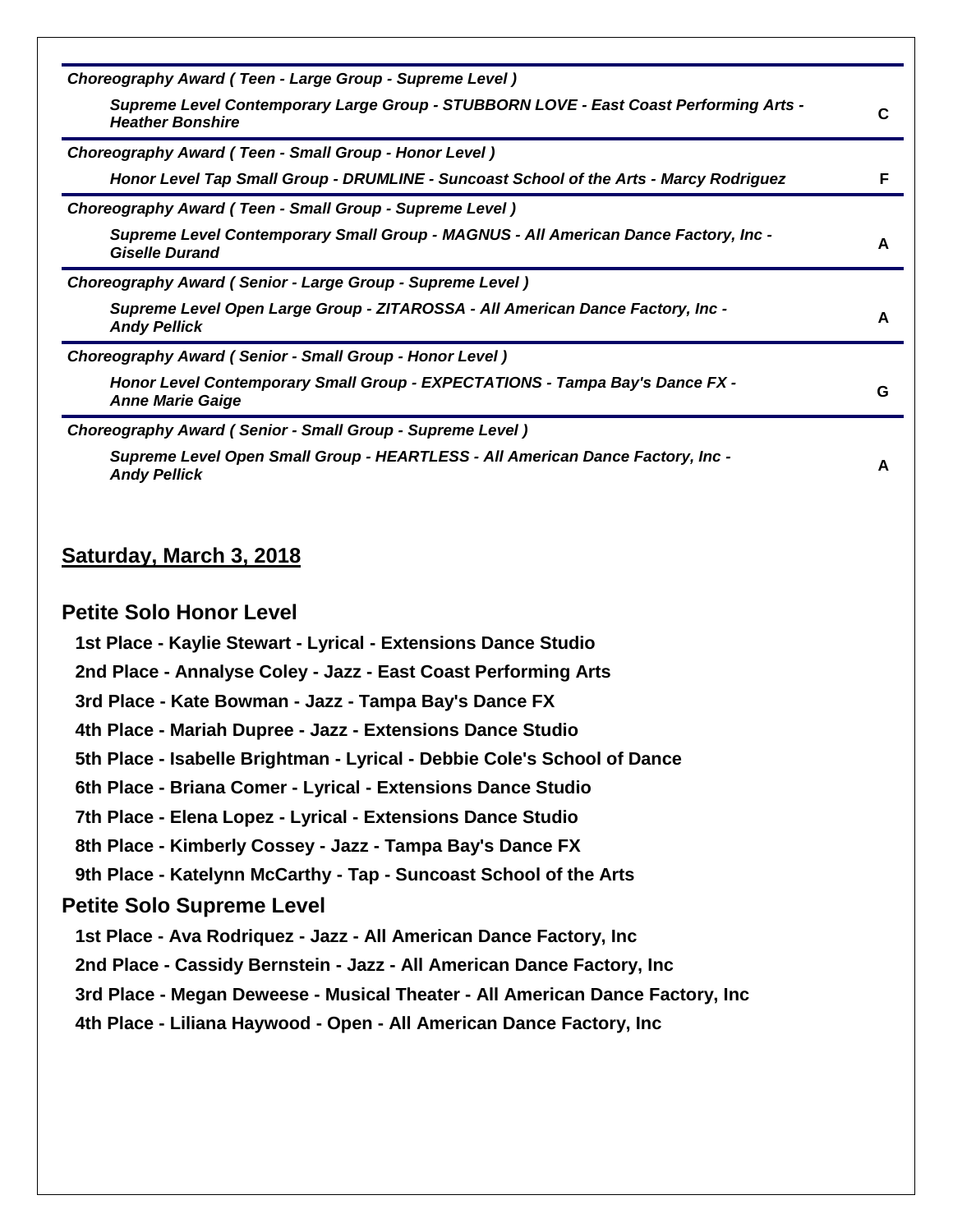*Choreography Award ( Teen - Large Group - Supreme Level )*

*Supreme Level Contemporary Large Group - STUBBORN LOVE - East Coast Performing Arts - Heather Bonshire* **C**

*Choreography Award ( Teen - Small Group - Honor Level )*

*Honor Level Tap Small Group - DRUMLINE - Suncoast School of the Arts - Marcy Rodriguez* **F**

*Choreography Award ( Teen - Small Group - Supreme Level )*

*Supreme Level Contemporary Small Group - MAGNUS - All American Dance Factory, Inc - Giselle Durand* **A**

*Choreography Award ( Senior - Large Group - Supreme Level )*

*Supreme Level Open Large Group - ZITAROSSA - All American Dance Factory, Inc - Andy Pellick* **A**

*Choreography Award ( Senior - Small Group - Honor Level )*

*Honor Level Contemporary Small Group - EXPECTATIONS - Tampa Bay's Dance FX - Anne Marie Gaige* **G**

*Choreography Award ( Senior - Small Group - Supreme Level )*

*Supreme Level Open Small Group - HEARTLESS - All American Dance Factory, Inc - Andy Pellick* **A**

## Saturday, March 3, 2018

### Petite Solo Honor Level

**1st Place - Kaylie Stewart - Lyrical - Extensions Dance Studio**

**2nd Place - Annalyse Coley - Jazz - East Coast Performing Arts**

**3rd Place - Kate Bowman - Jazz - Tampa Bay's Dance FX**

**4th Place - Mariah Dupree - Jazz - Extensions Dance Studio**

**5th Place - Isabelle Brightman - Lyrical - Debbie Cole's School of Dance**

**6th Place - Briana Comer - Lyrical - Extensions Dance Studio**

**7th Place - Elena Lopez - Lyrical - Extensions Dance Studio**

**8th Place - Kimberly Cossey - Jazz - Tampa Bay's Dance FX**

**9th Place - Katelynn McCarthy - Tap - Suncoast School of the Arts**

### Petite Solo Supreme Level

**1st Place - Ava Rodriquez - Jazz - All American Dance Factory, Inc**

**2nd Place - Cassidy Bernstein - Jazz - All American Dance Factory, Inc**

**3rd Place - Megan Deweese - Musical Theater - All American Dance Factory, Inc**

**4th Place - Liliana Haywood - Open - All American Dance Factory, Inc**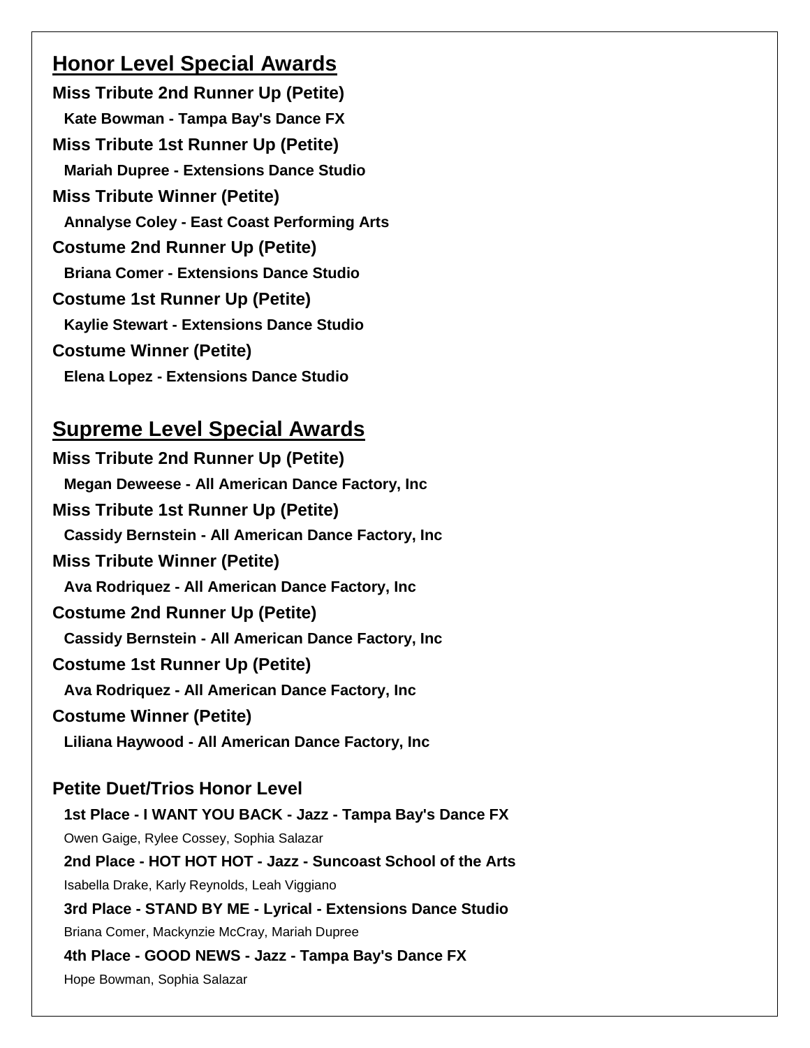## Honor Level Special Awards

**Miss Tribute 2nd Runner Up (Petite)**

**Kate Bowman - Tampa Bay's Dance FX**

**Miss Tribute 1st Runner Up (Petite)**

**Mariah Dupree - Extensions Dance Studio**

**Miss Tribute Winner (Petite)**

**Annalyse Coley - East Coast Performing Arts**

**Costume 2nd Runner Up (Petite)**

**Briana Comer - Extensions Dance Studio**

**Costume 1st Runner Up (Petite)**

**Kaylie Stewart - Extensions Dance Studio**

**Costume Winner (Petite)**

**Elena Lopez - Extensions Dance Studio**

## Supreme Level Special Awards

**Miss Tribute 2nd Runner Up (Petite)**

**Megan Deweese - All American Dance Factory, Inc**

**Miss Tribute 1st Runner Up (Petite)**

**Cassidy Bernstein - All American Dance Factory, Inc**

**Miss Tribute Winner (Petite)**

**Ava Rodriquez - All American Dance Factory, Inc**

**Costume 2nd Runner Up (Petite)**

**Cassidy Bernstein - All American Dance Factory, Inc**

**Costume 1st Runner Up (Petite)**

**Ava Rodriquez - All American Dance Factory, Inc**

**Costume Winner (Petite)**

**Liliana Haywood - All American Dance Factory, Inc**

### Petite Duet/Trios Honor Level

**1st Place - I WANT YOU BACK - Jazz - Tampa Bay's Dance FX**

Owen Gaige, Rylee Cossey, Sophia Salazar

**2nd Place - HOT HOT HOT - Jazz - Suncoast School of the Arts**

Isabella Drake, Karly Reynolds, Leah Viggiano

**3rd Place - STAND BY ME - Lyrical - Extensions Dance Studio**

Briana Comer, Mackynzie McCray, Mariah Dupree

**4th Place - GOOD NEWS - Jazz - Tampa Bay's Dance FX**

Hope Bowman, Sophia Salazar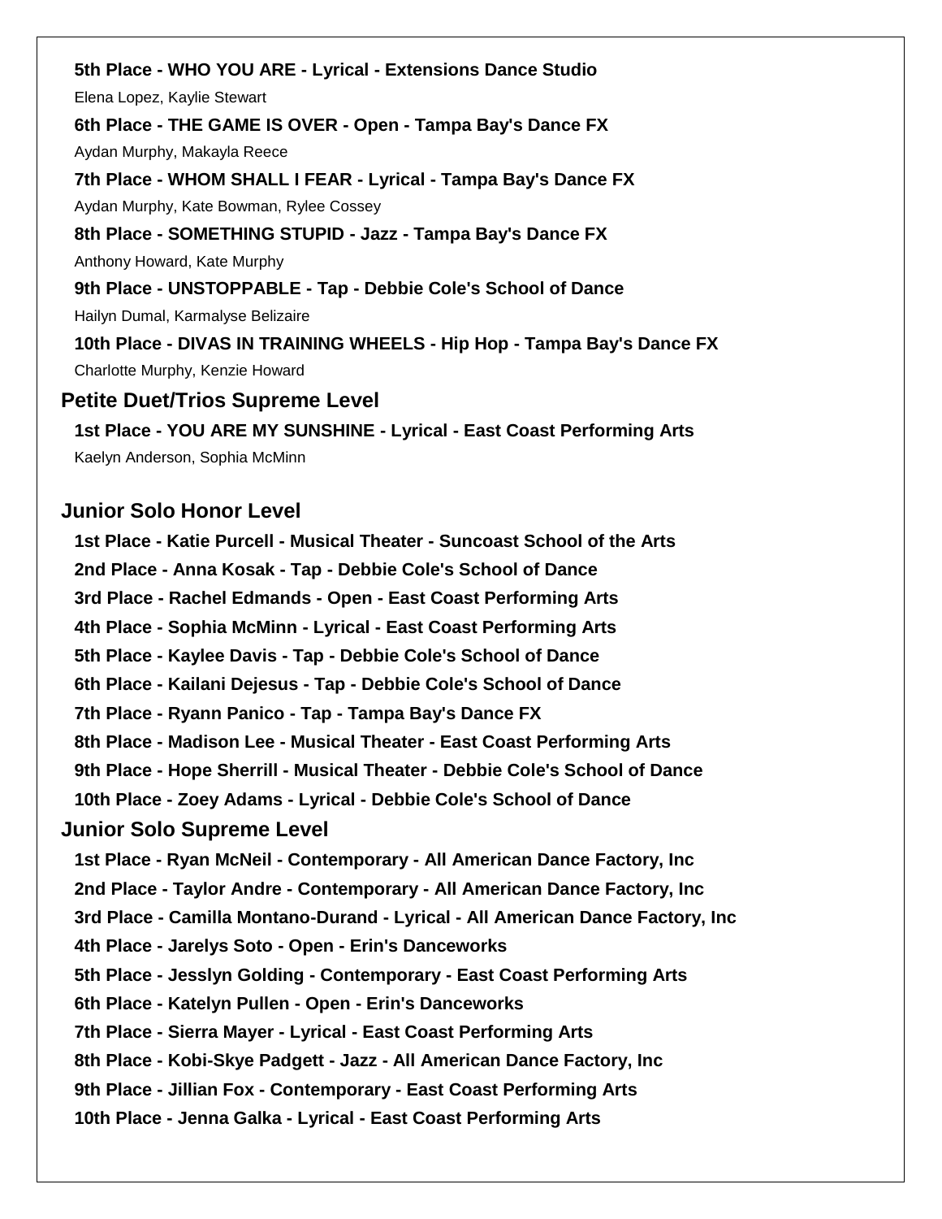**5th Place - WHO YOU ARE - Lyrical - Extensions Dance Studio**

Elena Lopez, Kaylie Stewart

**6th Place - THE GAME IS OVER - Open - Tampa Bay's Dance FX**

Aydan Murphy, Makayla Reece

**7th Place - WHOM SHALL I FEAR - Lyrical - Tampa Bay's Dance FX**

Aydan Murphy, Kate Bowman, Rylee Cossey

**8th Place - SOMETHING STUPID - Jazz - Tampa Bay's Dance FX**

Anthony Howard, Kate Murphy

**9th Place - UNSTOPPABLE - Tap - Debbie Cole's School of Dance**

Hailyn Dumal, Karmalyse Belizaire

**10th Place - DIVAS IN TRAINING WHEELS - Hip Hop - Tampa Bay's Dance FX**

Charlotte Murphy, Kenzie Howard

## Petite Duet/Trios Supreme Level

**1st Place - YOU ARE MY SUNSHINE - Lyrical - East Coast Performing Arts**

Kaelyn Anderson, Sophia McMinn

## Junior Solo Honor Level

**1st Place - Katie Purcell - Musical Theater - Suncoast School of the Arts**

**2nd Place - Anna Kosak - Tap - Debbie Cole's School of Dance**

**3rd Place - Rachel Edmands - Open - East Coast Performing Arts**

**4th Place - Sophia McMinn - Lyrical - East Coast Performing Arts**

**5th Place - Kaylee Davis - Tap - Debbie Cole's School of Dance**

**6th Place - Kailani Dejesus - Tap - Debbie Cole's School of Dance**

**7th Place - Ryann Panico - Tap - Tampa Bay's Dance FX**

**8th Place - Madison Lee - Musical Theater - East Coast Performing Arts**

**9th Place - Hope Sherrill - Musical Theater - Debbie Cole's School of Dance**

**10th Place - Zoey Adams - Lyrical - Debbie Cole's School of Dance**

## Junior Solo Supreme Level

**1st Place - Ryan McNeil - Contemporary - All American Dance Factory, Inc**

**2nd Place - Taylor Andre - Contemporary - All American Dance Factory, Inc**

**3rd Place - Camilla Montano-Durand - Lyrical - All American Dance Factory, Inc**

**4th Place - Jarelys Soto - Open - Erin's Danceworks**

**5th Place - Jesslyn Golding - Contemporary - East Coast Performing Arts**

**6th Place - Katelyn Pullen - Open - Erin's Danceworks**

**7th Place - Sierra Mayer - Lyrical - East Coast Performing Arts**

**8th Place - Kobi-Skye Padgett - Jazz - All American Dance Factory, Inc**

**9th Place - Jillian Fox - Contemporary - East Coast Performing Arts**

**10th Place - Jenna Galka - Lyrical - East Coast Performing Arts**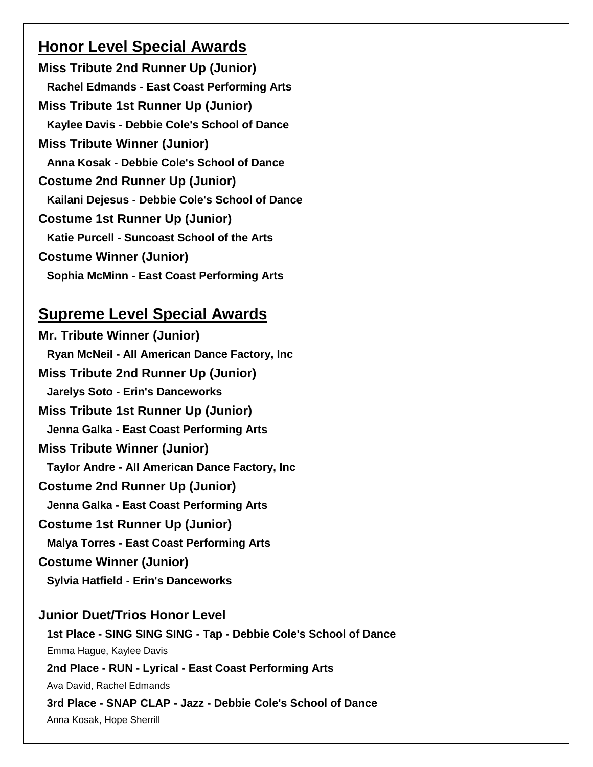## Honor Level Special Awards

**Miss Tribute 2nd Runner Up (Junior)**
**Rachel Edmands - East Coast Performing Arts**

**Miss Tribute 1st Runner Up (Junior)**
**Kaylee Davis - Debbie Cole's School of Dance**

**Miss Tribute Winner (Junior)**
**Anna Kosak - Debbie Cole's School of Dance**

**Costume 2nd Runner Up (Junior)**
**Kailani Dejesus - Debbie Cole's School of Dance**

**Costume 1st Runner Up (Junior)**
**Katie Purcell - Suncoast School of the Arts**

**Costume Winner (Junior)**
**Sophia McMinn - East Coast Performing Arts**

## Supreme Level Special Awards

**Mr. Tribute Winner (Junior)**
**Ryan McNeil - All American Dance Factory, Inc**

**Miss Tribute 2nd Runner Up (Junior)**
**Jarelys Soto - Erin's Danceworks**

**Miss Tribute 1st Runner Up (Junior)**
**Jenna Galka - East Coast Performing Arts**

**Miss Tribute Winner (Junior)**
**Taylor Andre - All American Dance Factory, Inc**

**Costume 2nd Runner Up (Junior)**
**Jenna Galka - East Coast Performing Arts**

**Costume 1st Runner Up (Junior)**
**Malya Torres - East Coast Performing Arts**

**Costume Winner (Junior)**
**Sylvia Hatfield - Erin's Danceworks**

### Junior Duet/Trios Honor Level

**1st Place - SING SING SING - Tap - Debbie Cole's School of Dance**
Emma Hague, Kaylee Davis

**2nd Place - RUN - Lyrical - East Coast Performing Arts**
Ava David, Rachel Edmands

**3rd Place - SNAP CLAP - Jazz - Debbie Cole's School of Dance**
Anna Kosak, Hope Sherrill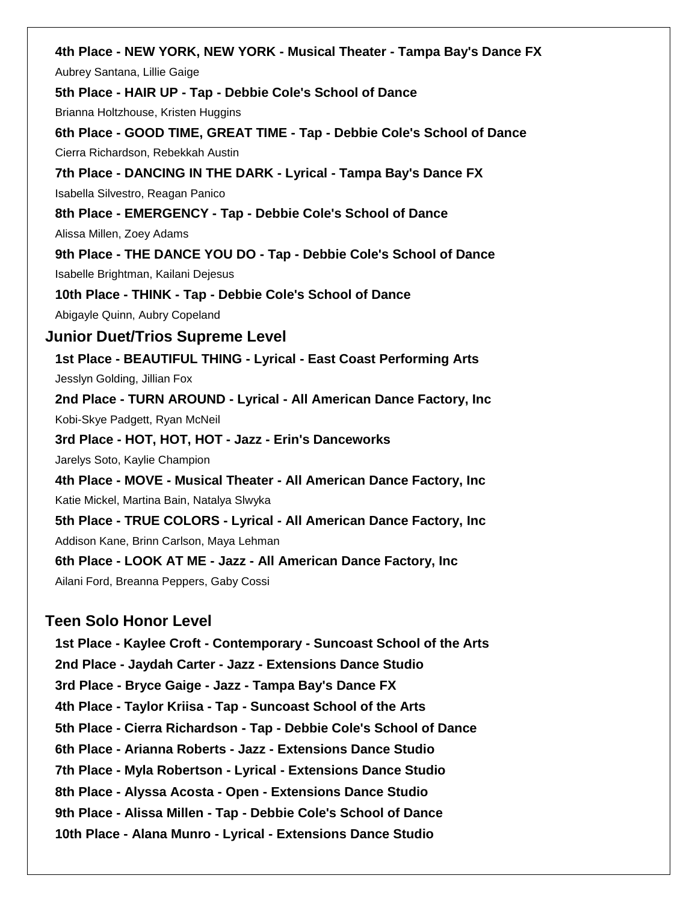**4th Place - NEW YORK, NEW YORK - Musical Theater - Tampa Bay's Dance FX**

Aubrey Santana, Lillie Gaige

**5th Place - HAIR UP - Tap - Debbie Cole's School of Dance**

Brianna Holtzhouse, Kristen Huggins

**6th Place - GOOD TIME, GREAT TIME - Tap - Debbie Cole's School of Dance**

Cierra Richardson, Rebekkah Austin

**7th Place - DANCING IN THE DARK - Lyrical - Tampa Bay's Dance FX**

Isabella Silvestro, Reagan Panico

**8th Place - EMERGENCY - Tap - Debbie Cole's School of Dance**

Alissa Millen, Zoey Adams

**9th Place - THE DANCE YOU DO - Tap - Debbie Cole's School of Dance**

Isabelle Brightman, Kailani Dejesus

**10th Place - THINK - Tap - Debbie Cole's School of Dance**

Abigayle Quinn, Aubry Copeland

## Junior Duet/Trios Supreme Level

**1st Place - BEAUTIFUL THING - Lyrical - East Coast Performing Arts**

Jesslyn Golding, Jillian Fox

**2nd Place - TURN AROUND - Lyrical - All American Dance Factory, Inc**

Kobi-Skye Padgett, Ryan McNeil

**3rd Place - HOT, HOT, HOT - Jazz - Erin's Danceworks**

Jarelys Soto, Kaylie Champion

**4th Place - MOVE - Musical Theater - All American Dance Factory, Inc**

Katie Mickel, Martina Bain, Natalya Slwyka

**5th Place - TRUE COLORS - Lyrical - All American Dance Factory, Inc**

Addison Kane, Brinn Carlson, Maya Lehman

**6th Place - LOOK AT ME - Jazz - All American Dance Factory, Inc**

Ailani Ford, Breanna Peppers, Gaby Cossi

## Teen Solo Honor Level

**1st Place - Kaylee Croft - Contemporary - Suncoast School of the Arts**

**2nd Place - Jaydah Carter - Jazz - Extensions Dance Studio**

**3rd Place - Bryce Gaige - Jazz - Tampa Bay's Dance FX**

**4th Place - Taylor Kriisa - Tap - Suncoast School of the Arts**

**5th Place - Cierra Richardson - Tap - Debbie Cole's School of Dance**

**6th Place - Arianna Roberts - Jazz - Extensions Dance Studio**

**7th Place - Myla Robertson - Lyrical - Extensions Dance Studio**

**8th Place - Alyssa Acosta - Open - Extensions Dance Studio**

**9th Place - Alissa Millen - Tap - Debbie Cole's School of Dance**

**10th Place - Alana Munro - Lyrical - Extensions Dance Studio**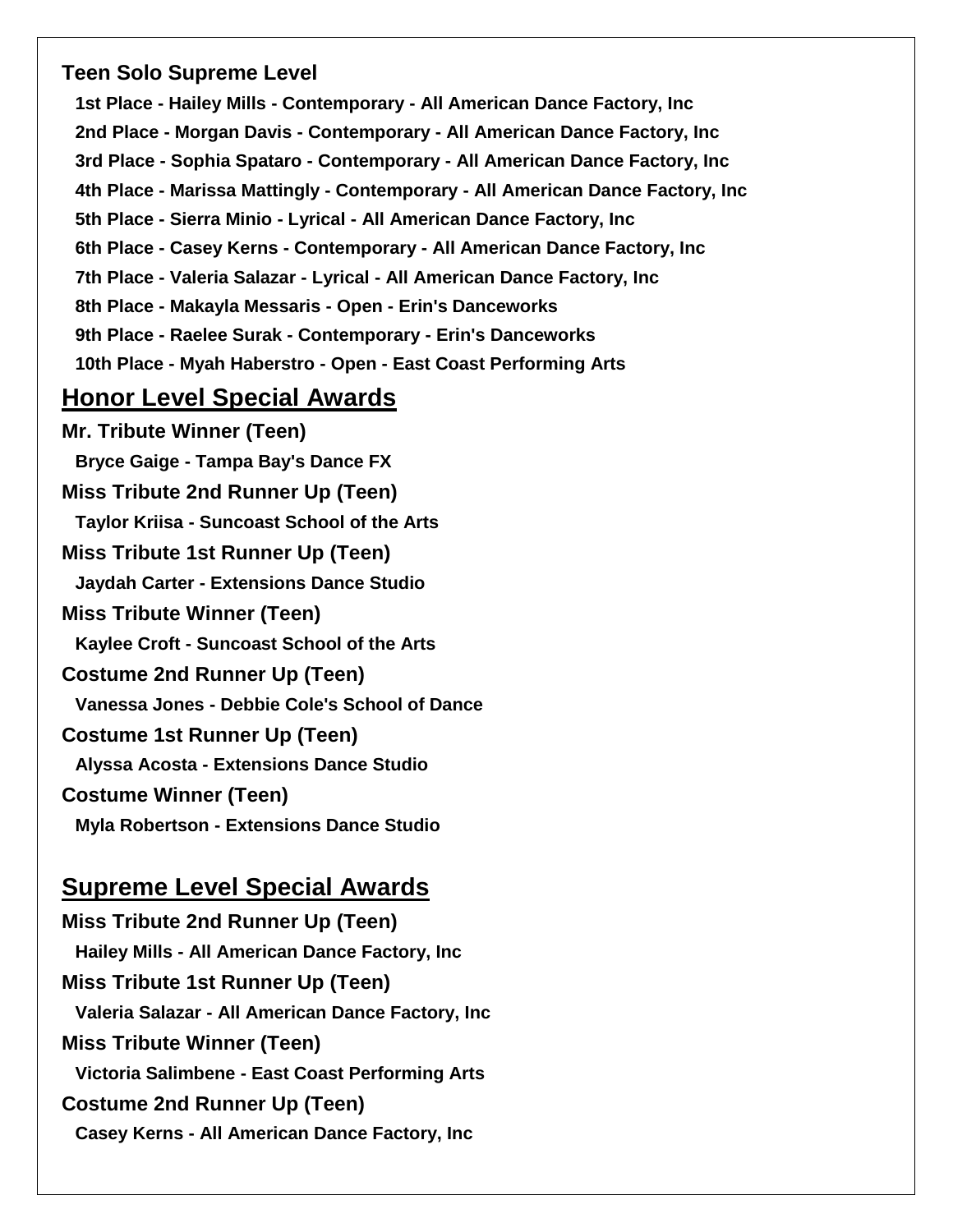**Teen Solo Supreme Level**

1st Place - Hailey Mills - Contemporary - All American Dance Factory, Inc
2nd Place - Morgan Davis - Contemporary - All American Dance Factory, Inc
3rd Place - Sophia Spataro - Contemporary - All American Dance Factory, Inc
4th Place - Marissa Mattingly - Contemporary - All American Dance Factory, Inc
5th Place - Sierra Minio - Lyrical - All American Dance Factory, Inc
6th Place - Casey Kerns - Contemporary - All American Dance Factory, Inc
7th Place - Valeria Salazar - Lyrical - All American Dance Factory, Inc
8th Place - Makayla Messaris - Open - Erin's Danceworks
9th Place - Raelee Surak - Contemporary - Erin's Danceworks
10th Place - Myah Haberstro - Open - East Coast Performing Arts

## Honor Level Special Awards

**Mr. Tribute Winner (Teen)**
Bryce Gaige - Tampa Bay's Dance FX

**Miss Tribute 2nd Runner Up (Teen)**
Taylor Kriisa - Suncoast School of the Arts

**Miss Tribute 1st Runner Up (Teen)**
Jaydah Carter - Extensions Dance Studio

**Miss Tribute Winner (Teen)**
Kaylee Croft - Suncoast School of the Arts

**Costume 2nd Runner Up (Teen)**
Vanessa Jones - Debbie Cole's School of Dance

**Costume 1st Runner Up (Teen)**
Alyssa Acosta - Extensions Dance Studio

**Costume Winner (Teen)**
Myla Robertson - Extensions Dance Studio

## Supreme Level Special Awards

**Miss Tribute 2nd Runner Up (Teen)**
Hailey Mills - All American Dance Factory, Inc

**Miss Tribute 1st Runner Up (Teen)**
Valeria Salazar - All American Dance Factory, Inc

**Miss Tribute Winner (Teen)**
Victoria Salimbene - East Coast Performing Arts

**Costume 2nd Runner Up (Teen)**
Casey Kerns - All American Dance Factory, Inc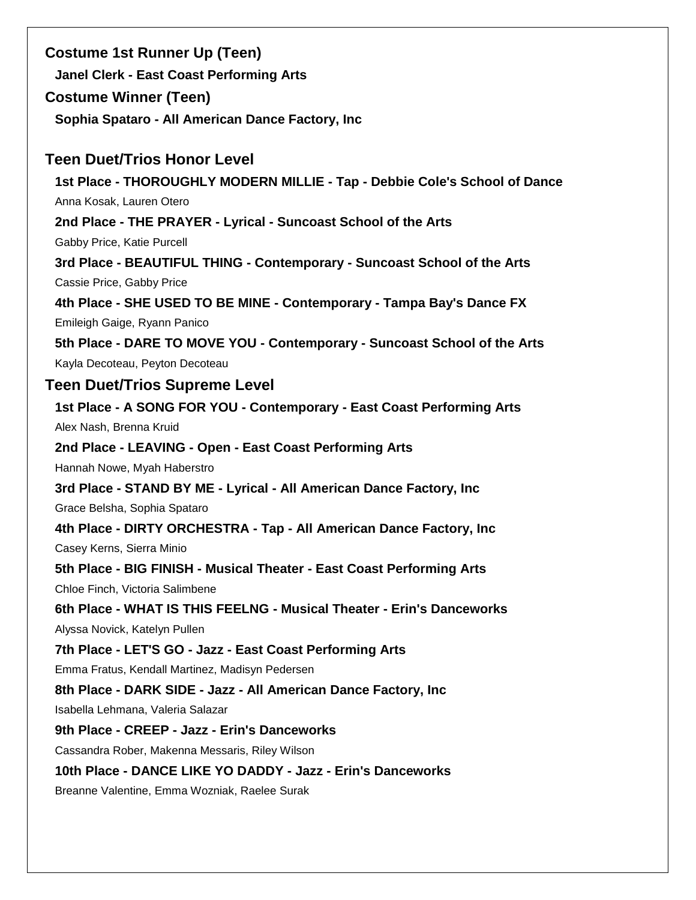**Costume 1st Runner Up (Teen)**

**Janel Clerk - East Coast Performing Arts**

**Costume Winner (Teen)**

**Sophia Spataro - All American Dance Factory, Inc**

## Teen Duet/Trios Honor Level

**1st Place - THOROUGHLY MODERN MILLIE - Tap - Debbie Cole's School of Dance**

Anna Kosak, Lauren Otero

**2nd Place - THE PRAYER - Lyrical - Suncoast School of the Arts**

Gabby Price, Katie Purcell

**3rd Place - BEAUTIFUL THING - Contemporary - Suncoast School of the Arts**

Cassie Price, Gabby Price

**4th Place - SHE USED TO BE MINE - Contemporary - Tampa Bay's Dance FX**

Emileigh Gaige, Ryann Panico

**5th Place - DARE TO MOVE YOU - Contemporary - Suncoast School of the Arts**

Kayla Decoteau, Peyton Decoteau

## Teen Duet/Trios Supreme Level

**1st Place - A SONG FOR YOU - Contemporary - East Coast Performing Arts**

Alex Nash, Brenna Kruid

**2nd Place - LEAVING - Open - East Coast Performing Arts**

Hannah Nowe, Myah Haberstro

**3rd Place - STAND BY ME - Lyrical - All American Dance Factory, Inc**

Grace Belsha, Sophia Spataro

**4th Place - DIRTY ORCHESTRA - Tap - All American Dance Factory, Inc**

Casey Kerns, Sierra Minio

**5th Place - BIG FINISH - Musical Theater - East Coast Performing Arts**

Chloe Finch, Victoria Salimbene

**6th Place - WHAT IS THIS FEELNG - Musical Theater - Erin's Danceworks**

Alyssa Novick, Katelyn Pullen

**7th Place - LET'S GO - Jazz - East Coast Performing Arts**

Emma Fratus, Kendall Martinez, Madisyn Pedersen

**8th Place - DARK SIDE - Jazz - All American Dance Factory, Inc**

Isabella Lehmana, Valeria Salazar

**9th Place - CREEP - Jazz - Erin's Danceworks**

Cassandra Rober, Makenna Messaris, Riley Wilson

**10th Place - DANCE LIKE YO DADDY - Jazz - Erin's Danceworks**

Breanne Valentine, Emma Wozniak, Raelee Surak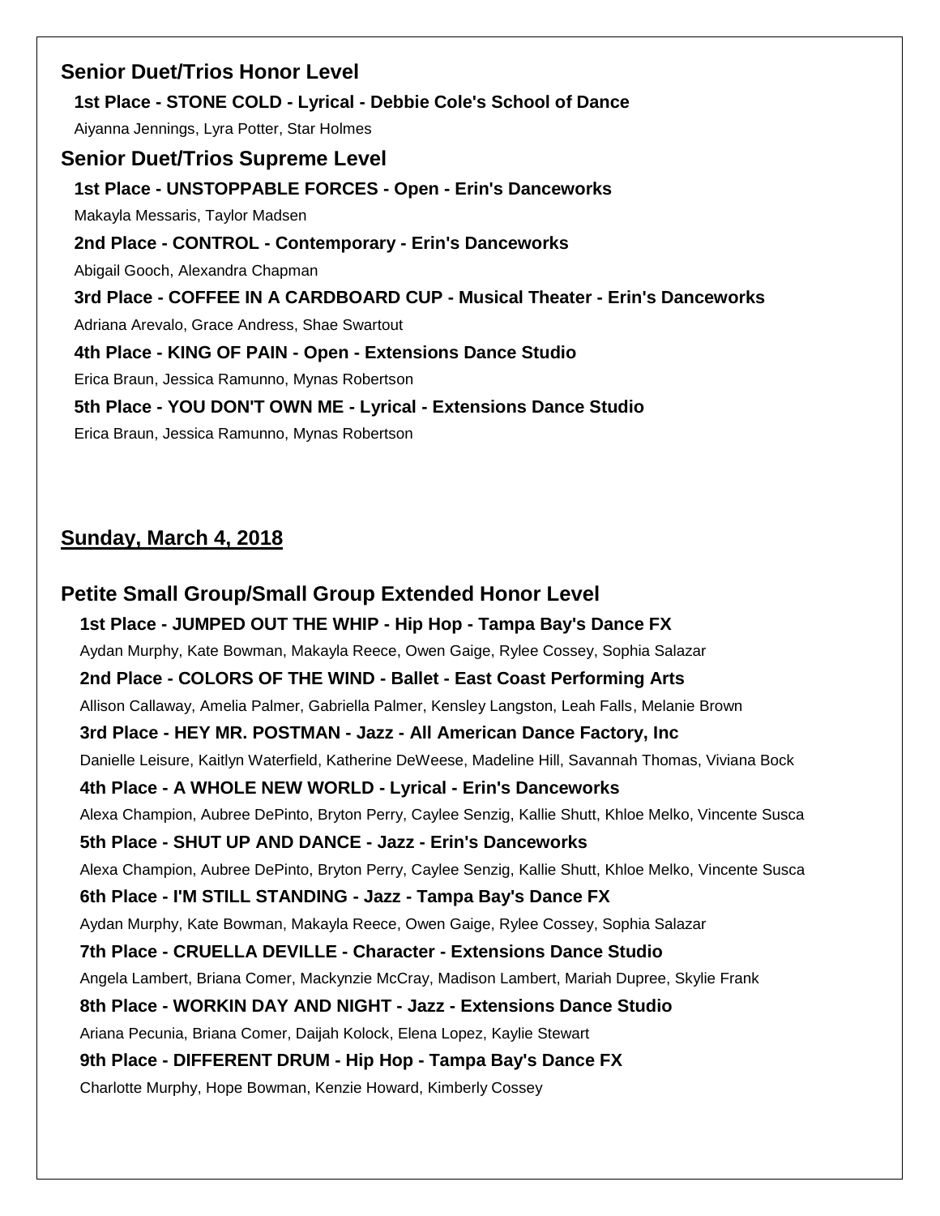## Senior Duet/Trios Honor Level

**1st Place - STONE COLD - Lyrical - Debbie Cole's School of Dance**

Aiyanna Jennings, Lyra Potter, Star Holmes

## Senior Duet/Trios Supreme Level

**1st Place - UNSTOPPABLE FORCES - Open - Erin's Danceworks**

Makayla Messaris, Taylor Madsen

**2nd Place - CONTROL - Contemporary - Erin's Danceworks**

Abigail Gooch, Alexandra Chapman

**3rd Place - COFFEE IN A CARDBOARD CUP - Musical Theater - Erin's Danceworks**

Adriana Arevalo, Grace Andress, Shae Swartout

**4th Place - KING OF PAIN - Open - Extensions Dance Studio**

Erica Braun, Jessica Ramunno, Mynas Robertson

**5th Place - YOU DON'T OWN ME - Lyrical - Extensions Dance Studio**

Erica Braun, Jessica Ramunno, Mynas Robertson

# Sunday, March 4, 2018

## Petite Small Group/Small Group Extended Honor Level

**1st Place - JUMPED OUT THE WHIP - Hip Hop - Tampa Bay's Dance FX**

Aydan Murphy, Kate Bowman, Makayla Reece, Owen Gaige, Rylee Cossey, Sophia Salazar

**2nd Place - COLORS OF THE WIND - Ballet - East Coast Performing Arts**

Allison Callaway, Amelia Palmer, Gabriella Palmer, Kensley Langston, Leah Falls, Melanie Brown

**3rd Place - HEY MR. POSTMAN - Jazz - All American Dance Factory, Inc**

Danielle Leisure, Kaitlyn Waterfield, Katherine DeWeese, Madeline Hill, Savannah Thomas, Viviana Bock

**4th Place - A WHOLE NEW WORLD - Lyrical - Erin's Danceworks**

Alexa Champion, Aubree DePinto, Bryton Perry, Caylee Senzig, Kallie Shutt, Khloe Melko, Vincente Susca

**5th Place - SHUT UP AND DANCE - Jazz - Erin's Danceworks**

Alexa Champion, Aubree DePinto, Bryton Perry, Caylee Senzig, Kallie Shutt, Khloe Melko, Vincente Susca

**6th Place - I'M STILL STANDING - Jazz - Tampa Bay's Dance FX**

Aydan Murphy, Kate Bowman, Makayla Reece, Owen Gaige, Rylee Cossey, Sophia Salazar

**7th Place - CRUELLA DEVILLE - Character - Extensions Dance Studio**

Angela Lambert, Briana Comer, Mackynzie McCray, Madison Lambert, Mariah Dupree, Skylie Frank

**8th Place - WORKIN DAY AND NIGHT - Jazz - Extensions Dance Studio**

Ariana Pecunia, Briana Comer, Daijah Kolock, Elena Lopez, Kaylie Stewart

**9th Place - DIFFERENT DRUM - Hip Hop - Tampa Bay's Dance FX**

Charlotte Murphy, Hope Bowman, Kenzie Howard, Kimberly Cossey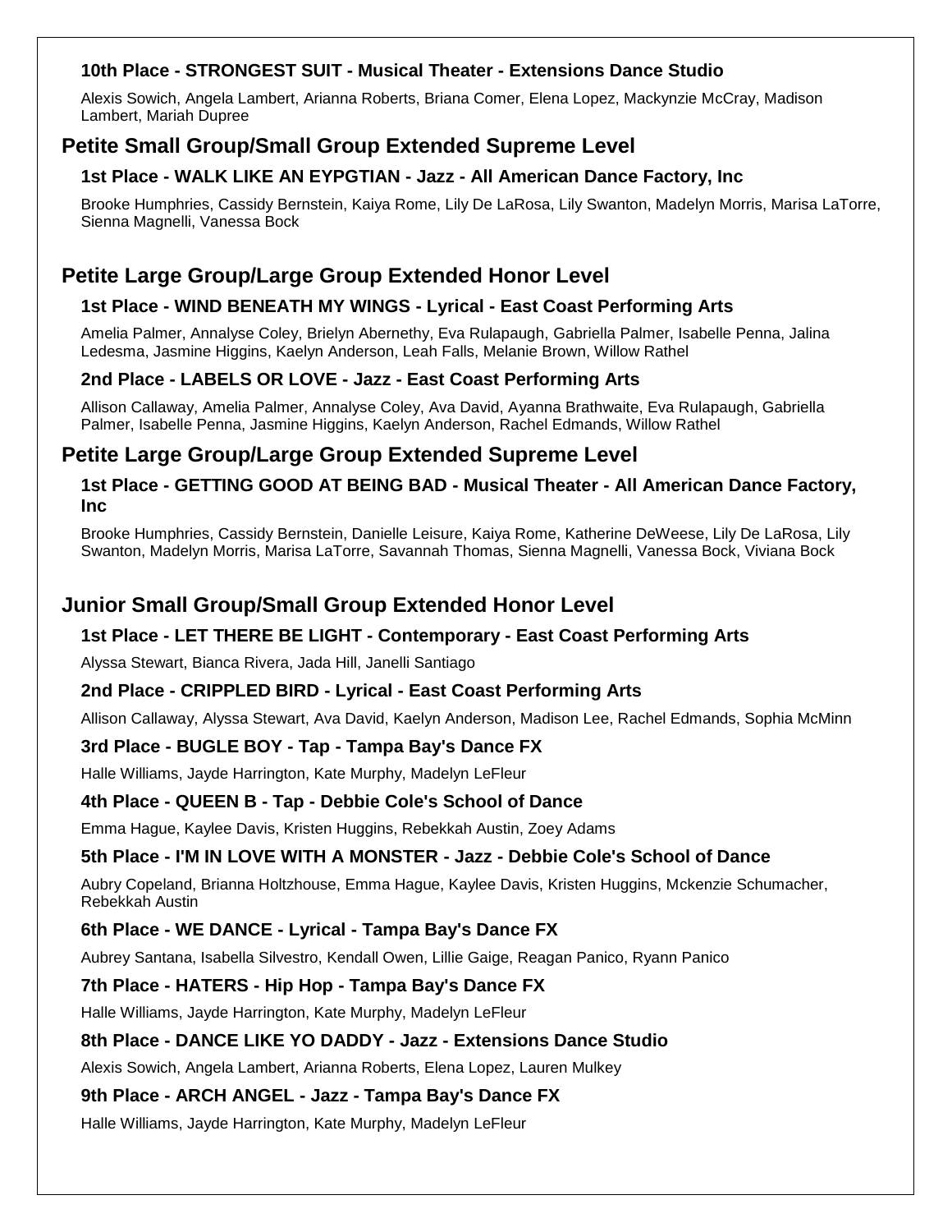### 10th Place - STRONGEST SUIT - Musical Theater - Extensions Dance Studio

Alexis Sowich, Angela Lambert, Arianna Roberts, Briana Comer, Elena Lopez, Mackynzie McCray, Madison Lambert, Mariah Dupree

## Petite Small Group/Small Group Extended Supreme Level

### 1st Place - WALK LIKE AN EYPGTIAN - Jazz - All American Dance Factory, Inc

Brooke Humphries, Cassidy Bernstein, Kaiya Rome, Lily De LaRosa, Lily Swanton, Madelyn Morris, Marisa LaTorre, Sienna Magnelli, Vanessa Bock

## Petite Large Group/Large Group Extended Honor Level

### 1st Place - WIND BENEATH MY WINGS - Lyrical - East Coast Performing Arts

Amelia Palmer, Annalyse Coley, Brielyn Abernethy, Eva Rulapaugh, Gabriella Palmer, Isabelle Penna, Jalina Ledesma, Jasmine Higgins, Kaelyn Anderson, Leah Falls, Melanie Brown, Willow Rathel

### 2nd Place - LABELS OR LOVE - Jazz - East Coast Performing Arts

Allison Callaway, Amelia Palmer, Annalyse Coley, Ava David, Ayanna Brathwaite, Eva Rulapaugh, Gabriella Palmer, Isabelle Penna, Jasmine Higgins, Kaelyn Anderson, Rachel Edmands, Willow Rathel

## Petite Large Group/Large Group Extended Supreme Level

### 1st Place - GETTING GOOD AT BEING BAD - Musical Theater - All American Dance Factory, Inc

Brooke Humphries, Cassidy Bernstein, Danielle Leisure, Kaiya Rome, Katherine DeWeese, Lily De LaRosa, Lily Swanton, Madelyn Morris, Marisa LaTorre, Savannah Thomas, Sienna Magnelli, Vanessa Bock, Viviana Bock

## Junior Small Group/Small Group Extended Honor Level

### 1st Place - LET THERE BE LIGHT - Contemporary - East Coast Performing Arts

Alyssa Stewart, Bianca Rivera, Jada Hill, Janelli Santiago

### 2nd Place - CRIPPLED BIRD - Lyrical - East Coast Performing Arts

Allison Callaway, Alyssa Stewart, Ava David, Kaelyn Anderson, Madison Lee, Rachel Edmands, Sophia McMinn

### 3rd Place - BUGLE BOY - Tap - Tampa Bay's Dance FX

Halle Williams, Jayde Harrington, Kate Murphy, Madelyn LeFleur

### 4th Place - QUEEN B - Tap - Debbie Cole's School of Dance

Emma Hague, Kaylee Davis, Kristen Huggins, Rebekkah Austin, Zoey Adams

### 5th Place - I'M IN LOVE WITH A MONSTER - Jazz - Debbie Cole's School of Dance

Aubry Copeland, Brianna Holtzhouse, Emma Hague, Kaylee Davis, Kristen Huggins, Mckenzie Schumacher, Rebekkah Austin

### 6th Place - WE DANCE - Lyrical - Tampa Bay's Dance FX

Aubrey Santana, Isabella Silvestro, Kendall Owen, Lillie Gaige, Reagan Panico, Ryann Panico

### 7th Place - HATERS - Hip Hop - Tampa Bay's Dance FX

Halle Williams, Jayde Harrington, Kate Murphy, Madelyn LeFleur

### 8th Place - DANCE LIKE YO DADDY - Jazz - Extensions Dance Studio

Alexis Sowich, Angela Lambert, Arianna Roberts, Elena Lopez, Lauren Mulkey

### 9th Place - ARCH ANGEL - Jazz - Tampa Bay's Dance FX

Halle Williams, Jayde Harrington, Kate Murphy, Madelyn LeFleur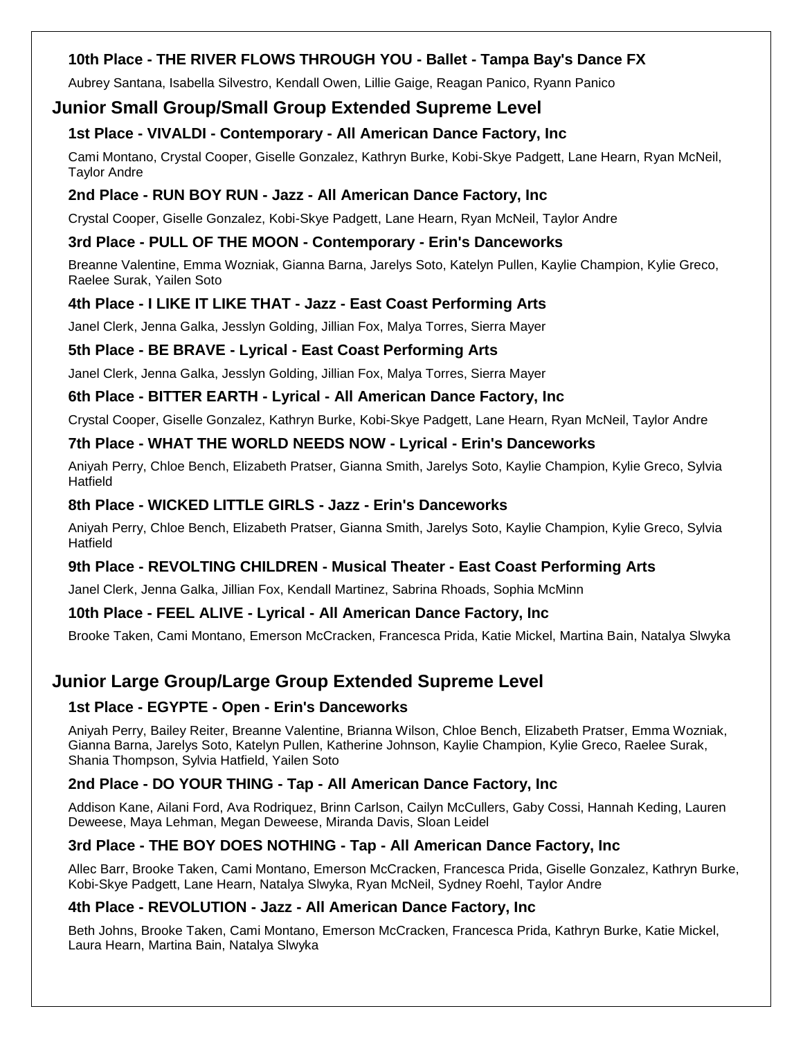#### 10th Place - THE RIVER FLOWS THROUGH YOU - Ballet - Tampa Bay's Dance FX

Aubrey Santana, Isabella Silvestro, Kendall Owen, Lillie Gaige, Reagan Panico, Ryann Panico

## Junior Small Group/Small Group Extended Supreme Level

#### 1st Place - VIVALDI - Contemporary - All American Dance Factory, Inc

Cami Montano, Crystal Cooper, Giselle Gonzalez, Kathryn Burke, Kobi-Skye Padgett, Lane Hearn, Ryan McNeil, Taylor Andre

#### 2nd Place - RUN BOY RUN - Jazz - All American Dance Factory, Inc

Crystal Cooper, Giselle Gonzalez, Kobi-Skye Padgett, Lane Hearn, Ryan McNeil, Taylor Andre

#### 3rd Place - PULL OF THE MOON - Contemporary - Erin's Danceworks

Breanne Valentine, Emma Wozniak, Gianna Barna, Jarelys Soto, Katelyn Pullen, Kaylie Champion, Kylie Greco, Raelee Surak, Yailen Soto

#### 4th Place - I LIKE IT LIKE THAT - Jazz - East Coast Performing Arts

Janel Clerk, Jenna Galka, Jesslyn Golding, Jillian Fox, Malya Torres, Sierra Mayer

#### 5th Place - BE BRAVE - Lyrical - East Coast Performing Arts

Janel Clerk, Jenna Galka, Jesslyn Golding, Jillian Fox, Malya Torres, Sierra Mayer

#### 6th Place - BITTER EARTH - Lyrical - All American Dance Factory, Inc

Crystal Cooper, Giselle Gonzalez, Kathryn Burke, Kobi-Skye Padgett, Lane Hearn, Ryan McNeil, Taylor Andre

#### 7th Place - WHAT THE WORLD NEEDS NOW - Lyrical - Erin's Danceworks

Aniyah Perry, Chloe Bench, Elizabeth Pratser, Gianna Smith, Jarelys Soto, Kaylie Champion, Kylie Greco, Sylvia Hatfield

#### 8th Place - WICKED LITTLE GIRLS - Jazz - Erin's Danceworks

Aniyah Perry, Chloe Bench, Elizabeth Pratser, Gianna Smith, Jarelys Soto, Kaylie Champion, Kylie Greco, Sylvia Hatfield

#### 9th Place - REVOLTING CHILDREN - Musical Theater - East Coast Performing Arts

Janel Clerk, Jenna Galka, Jillian Fox, Kendall Martinez, Sabrina Rhoads, Sophia McMinn

#### 10th Place - FEEL ALIVE - Lyrical - All American Dance Factory, Inc

Brooke Taken, Cami Montano, Emerson McCracken, Francesca Prida, Katie Mickel, Martina Bain, Natalya Slwyka

## Junior Large Group/Large Group Extended Supreme Level

#### 1st Place - EGYPTE - Open - Erin's Danceworks

Aniyah Perry, Bailey Reiter, Breanne Valentine, Brianna Wilson, Chloe Bench, Elizabeth Pratser, Emma Wozniak, Gianna Barna, Jarelys Soto, Katelyn Pullen, Katherine Johnson, Kaylie Champion, Kylie Greco, Raelee Surak, Shania Thompson, Sylvia Hatfield, Yailen Soto

#### 2nd Place - DO YOUR THING - Tap - All American Dance Factory, Inc

Addison Kane, Ailani Ford, Ava Rodriquez, Brinn Carlson, Cailyn McCullers, Gaby Cossi, Hannah Keding, Lauren Deweese, Maya Lehman, Megan Deweese, Miranda Davis, Sloan Leidel

#### 3rd Place - THE BOY DOES NOTHING - Tap - All American Dance Factory, Inc

Allec Barr, Brooke Taken, Cami Montano, Emerson McCracken, Francesca Prida, Giselle Gonzalez, Kathryn Burke, Kobi-Skye Padgett, Lane Hearn, Natalya Slwyka, Ryan McNeil, Sydney Roehl, Taylor Andre

#### 4th Place - REVOLUTION - Jazz - All American Dance Factory, Inc

Beth Johns, Brooke Taken, Cami Montano, Emerson McCracken, Francesca Prida, Kathryn Burke, Katie Mickel, Laura Hearn, Martina Bain, Natalya Slwyka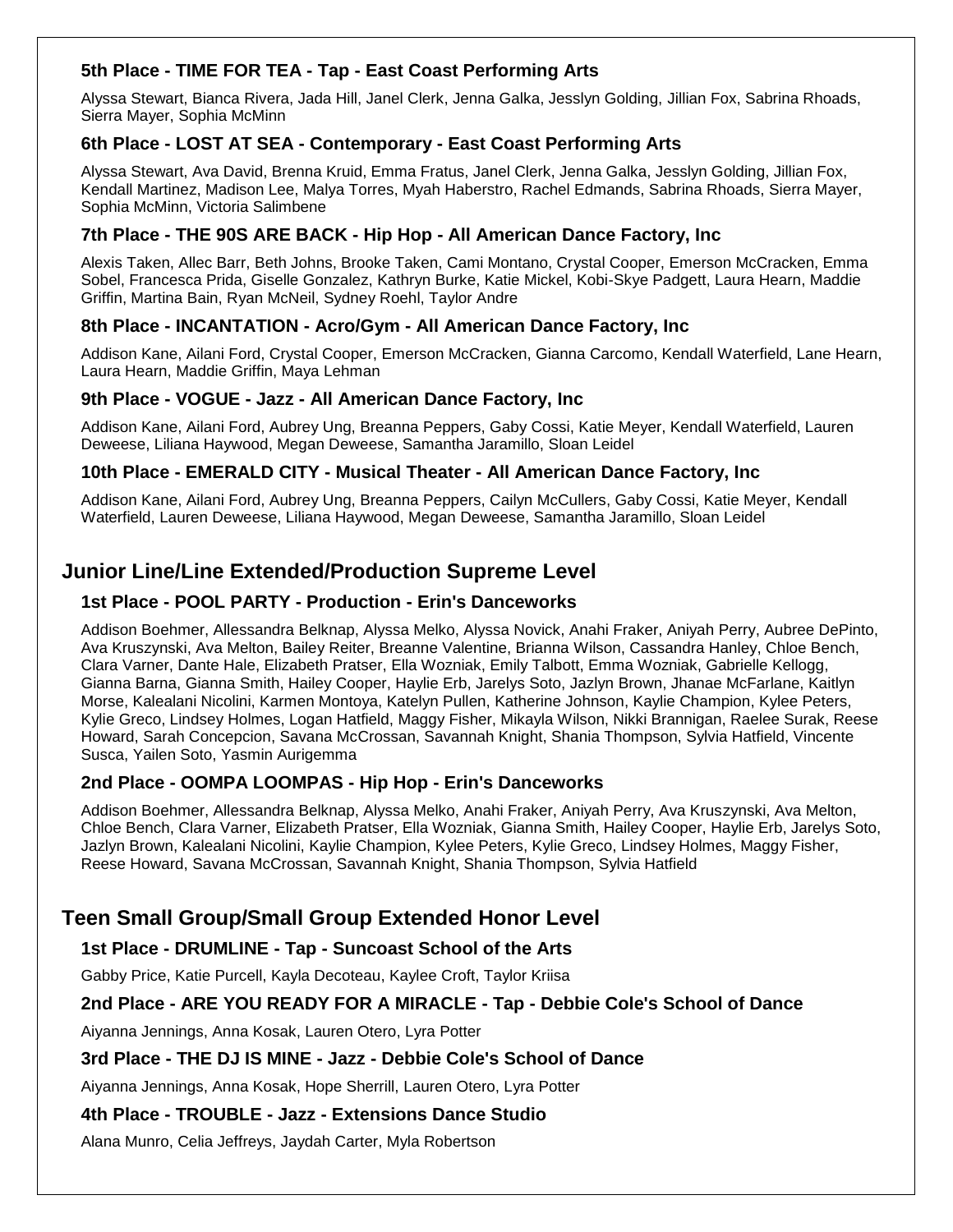### 5th Place - TIME FOR TEA - Tap - East Coast Performing Arts

Alyssa Stewart, Bianca Rivera, Jada Hill, Janel Clerk, Jenna Galka, Jesslyn Golding, Jillian Fox, Sabrina Rhoads, Sierra Mayer, Sophia McMinn

### 6th Place - LOST AT SEA - Contemporary - East Coast Performing Arts

Alyssa Stewart, Ava David, Brenna Kruid, Emma Fratus, Janel Clerk, Jenna Galka, Jesslyn Golding, Jillian Fox, Kendall Martinez, Madison Lee, Malya Torres, Myah Haberstro, Rachel Edmands, Sabrina Rhoads, Sierra Mayer, Sophia McMinn, Victoria Salimbene

### 7th Place - THE 90S ARE BACK - Hip Hop - All American Dance Factory, Inc

Alexis Taken, Allec Barr, Beth Johns, Brooke Taken, Cami Montano, Crystal Cooper, Emerson McCracken, Emma Sobel, Francesca Prida, Giselle Gonzalez, Kathryn Burke, Katie Mickel, Kobi-Skye Padgett, Laura Hearn, Maddie Griffin, Martina Bain, Ryan McNeil, Sydney Roehl, Taylor Andre

### 8th Place - INCANTATION - Acro/Gym - All American Dance Factory, Inc

Addison Kane, Ailani Ford, Crystal Cooper, Emerson McCracken, Gianna Carcomo, Kendall Waterfield, Lane Hearn, Laura Hearn, Maddie Griffin, Maya Lehman

### 9th Place - VOGUE - Jazz - All American Dance Factory, Inc

Addison Kane, Ailani Ford, Aubrey Ung, Breanna Peppers, Gaby Cossi, Katie Meyer, Kendall Waterfield, Lauren Deweese, Liliana Haywood, Megan Deweese, Samantha Jaramillo, Sloan Leidel

### 10th Place - EMERALD CITY - Musical Theater - All American Dance Factory, Inc

Addison Kane, Ailani Ford, Aubrey Ung, Breanna Peppers, Cailyn McCullers, Gaby Cossi, Katie Meyer, Kendall Waterfield, Lauren Deweese, Liliana Haywood, Megan Deweese, Samantha Jaramillo, Sloan Leidel

## Junior Line/Line Extended/Production Supreme Level

### 1st Place - POOL PARTY - Production - Erin's Danceworks

Addison Boehmer, Allessandra Belknap, Alyssa Melko, Alyssa Novick, Anahi Fraker, Aniyah Perry, Aubree DePinto, Ava Kruszynski, Ava Melton, Bailey Reiter, Breanne Valentine, Brianna Wilson, Cassandra Hanley, Chloe Bench, Clara Varner, Dante Hale, Elizabeth Pratser, Ella Wozniak, Emily Talbott, Emma Wozniak, Gabrielle Kellogg, Gianna Barna, Gianna Smith, Hailey Cooper, Haylie Erb, Jarelys Soto, Jazlyn Brown, Jhanae McFarlane, Kaitlyn Morse, Kalealani Nicolini, Karmen Montoya, Katelyn Pullen, Katherine Johnson, Kaylie Champion, Kylee Peters, Kylie Greco, Lindsey Holmes, Logan Hatfield, Maggy Fisher, Mikayla Wilson, Nikki Brannigan, Raelee Surak, Reese Howard, Sarah Concepcion, Savana McCrossan, Savannah Knight, Shania Thompson, Sylvia Hatfield, Vincente Susca, Yailen Soto, Yasmin Aurigemma

### 2nd Place - OOMPA LOOMPAS - Hip Hop - Erin's Danceworks

Addison Boehmer, Allessandra Belknap, Alyssa Melko, Anahi Fraker, Aniyah Perry, Ava Kruszynski, Ava Melton, Chloe Bench, Clara Varner, Elizabeth Pratser, Ella Wozniak, Gianna Smith, Hailey Cooper, Haylie Erb, Jarelys Soto, Jazlyn Brown, Kalealani Nicolini, Kaylie Champion, Kylee Peters, Kylie Greco, Lindsey Holmes, Maggy Fisher, Reese Howard, Savana McCrossan, Savannah Knight, Shania Thompson, Sylvia Hatfield

## Teen Small Group/Small Group Extended Honor Level

### 1st Place - DRUMLINE - Tap - Suncoast School of the Arts

Gabby Price, Katie Purcell, Kayla Decoteau, Kaylee Croft, Taylor Kriisa

### 2nd Place - ARE YOU READY FOR A MIRACLE - Tap - Debbie Cole's School of Dance

Aiyanna Jennings, Anna Kosak, Lauren Otero, Lyra Potter

### 3rd Place - THE DJ IS MINE - Jazz - Debbie Cole's School of Dance

Aiyanna Jennings, Anna Kosak, Hope Sherrill, Lauren Otero, Lyra Potter

### 4th Place - TROUBLE - Jazz - Extensions Dance Studio

Alana Munro, Celia Jeffreys, Jaydah Carter, Myla Robertson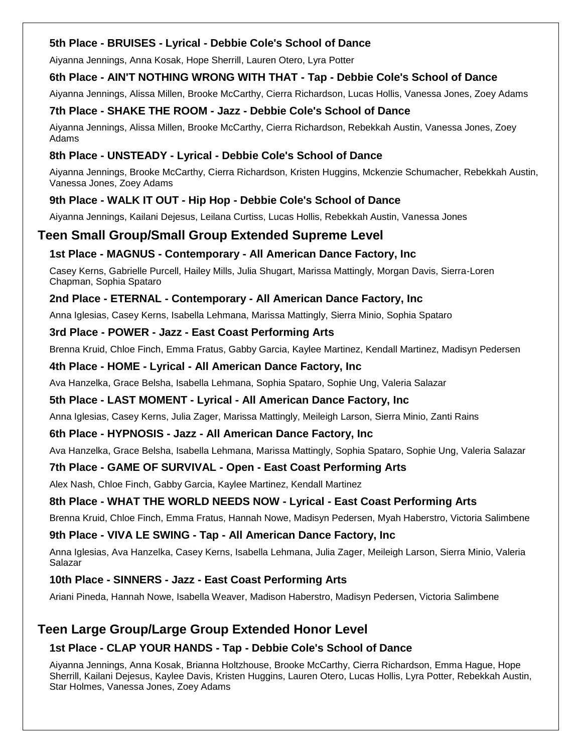**5th Place - BRUISES - Lyrical - Debbie Cole's School of Dance**

Aiyanna Jennings, Anna Kosak, Hope Sherrill, Lauren Otero, Lyra Potter

**6th Place - AIN'T NOTHING WRONG WITH THAT - Tap - Debbie Cole's School of Dance**

Aiyanna Jennings, Alissa Millen, Brooke McCarthy, Cierra Richardson, Lucas Hollis, Vanessa Jones, Zoey Adams

**7th Place - SHAKE THE ROOM - Jazz - Debbie Cole's School of Dance**

Aiyanna Jennings, Alissa Millen, Brooke McCarthy, Cierra Richardson, Rebekkah Austin, Vanessa Jones, Zoey Adams

**8th Place - UNSTEADY - Lyrical - Debbie Cole's School of Dance**

Aiyanna Jennings, Brooke McCarthy, Cierra Richardson, Kristen Huggins, Mckenzie Schumacher, Rebekkah Austin, Vanessa Jones, Zoey Adams

**9th Place - WALK IT OUT - Hip Hop - Debbie Cole's School of Dance**

Aiyanna Jennings, Kailani Dejesus, Leilana Curtiss, Lucas Hollis, Rebekkah Austin, Vanessa Jones

## Teen Small Group/Small Group Extended Supreme Level

**1st Place - MAGNUS - Contemporary - All American Dance Factory, Inc**

Casey Kerns, Gabrielle Purcell, Hailey Mills, Julia Shugart, Marissa Mattingly, Morgan Davis, Sierra-Loren Chapman, Sophia Spataro

**2nd Place - ETERNAL - Contemporary - All American Dance Factory, Inc**

Anna Iglesias, Casey Kerns, Isabella Lehmana, Marissa Mattingly, Sierra Minio, Sophia Spataro

**3rd Place - POWER - Jazz - East Coast Performing Arts**

Brenna Kruid, Chloe Finch, Emma Fratus, Gabby Garcia, Kaylee Martinez, Kendall Martinez, Madisyn Pedersen

**4th Place - HOME - Lyrical - All American Dance Factory, Inc**

Ava Hanzelka, Grace Belsha, Isabella Lehmana, Sophia Spataro, Sophie Ung, Valeria Salazar

**5th Place - LAST MOMENT - Lyrical - All American Dance Factory, Inc**

Anna Iglesias, Casey Kerns, Julia Zager, Marissa Mattingly, Meileigh Larson, Sierra Minio, Zanti Rains

**6th Place - HYPNOSIS - Jazz - All American Dance Factory, Inc**

Ava Hanzelka, Grace Belsha, Isabella Lehmana, Marissa Mattingly, Sophia Spataro, Sophie Ung, Valeria Salazar

**7th Place - GAME OF SURVIVAL - Open - East Coast Performing Arts**

Alex Nash, Chloe Finch, Gabby Garcia, Kaylee Martinez, Kendall Martinez

**8th Place - WHAT THE WORLD NEEDS NOW - Lyrical - East Coast Performing Arts**

Brenna Kruid, Chloe Finch, Emma Fratus, Hannah Nowe, Madisyn Pedersen, Myah Haberstro, Victoria Salimbene

**9th Place - VIVA LE SWING - Tap - All American Dance Factory, Inc**

Anna Iglesias, Ava Hanzelka, Casey Kerns, Isabella Lehmana, Julia Zager, Meileigh Larson, Sierra Minio, Valeria Salazar

**10th Place - SINNERS - Jazz - East Coast Performing Arts**

Ariani Pineda, Hannah Nowe, Isabella Weaver, Madison Haberstro, Madisyn Pedersen, Victoria Salimbene

## Teen Large Group/Large Group Extended Honor Level

**1st Place - CLAP YOUR HANDS - Tap - Debbie Cole's School of Dance**

Aiyanna Jennings, Anna Kosak, Brianna Holtzhouse, Brooke McCarthy, Cierra Richardson, Emma Hague, Hope Sherrill, Kailani Dejesus, Kaylee Davis, Kristen Huggins, Lauren Otero, Lucas Hollis, Lyra Potter, Rebekkah Austin, Star Holmes, Vanessa Jones, Zoey Adams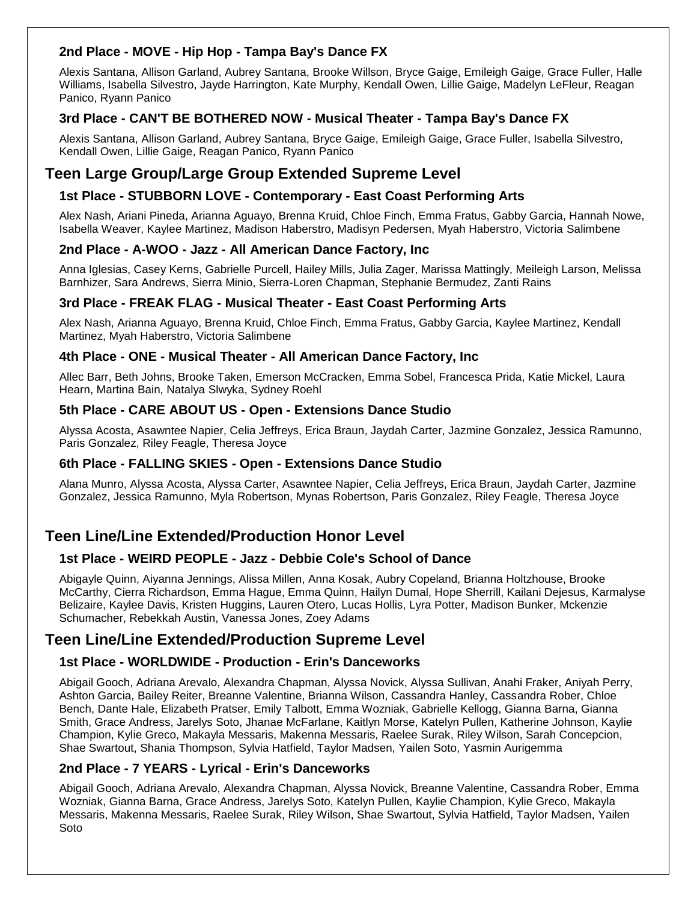### 2nd Place - MOVE - Hip Hop - Tampa Bay's Dance FX

Alexis Santana, Allison Garland, Aubrey Santana, Brooke Willson, Bryce Gaige, Emileigh Gaige, Grace Fuller, Halle Williams, Isabella Silvestro, Jayde Harrington, Kate Murphy, Kendall Owen, Lillie Gaige, Madelyn LeFleur, Reagan Panico, Ryann Panico

### 3rd Place - CAN'T BE BOTHERED NOW - Musical Theater - Tampa Bay's Dance FX

Alexis Santana, Allison Garland, Aubrey Santana, Bryce Gaige, Emileigh Gaige, Grace Fuller, Isabella Silvestro, Kendall Owen, Lillie Gaige, Reagan Panico, Ryann Panico

## Teen Large Group/Large Group Extended Supreme Level

### 1st Place - STUBBORN LOVE - Contemporary - East Coast Performing Arts

Alex Nash, Ariani Pineda, Arianna Aguayo, Brenna Kruid, Chloe Finch, Emma Fratus, Gabby Garcia, Hannah Nowe, Isabella Weaver, Kaylee Martinez, Madison Haberstro, Madisyn Pedersen, Myah Haberstro, Victoria Salimbene

### 2nd Place - A-WOO - Jazz - All American Dance Factory, Inc

Anna Iglesias, Casey Kerns, Gabrielle Purcell, Hailey Mills, Julia Zager, Marissa Mattingly, Meileigh Larson, Melissa Barnhizer, Sara Andrews, Sierra Minio, Sierra-Loren Chapman, Stephanie Bermudez, Zanti Rains

### 3rd Place - FREAK FLAG - Musical Theater - East Coast Performing Arts

Alex Nash, Arianna Aguayo, Brenna Kruid, Chloe Finch, Emma Fratus, Gabby Garcia, Kaylee Martinez, Kendall Martinez, Myah Haberstro, Victoria Salimbene

### 4th Place - ONE - Musical Theater - All American Dance Factory, Inc

Allec Barr, Beth Johns, Brooke Taken, Emerson McCracken, Emma Sobel, Francesca Prida, Katie Mickel, Laura Hearn, Martina Bain, Natalya Slwyka, Sydney Roehl

### 5th Place - CARE ABOUT US - Open - Extensions Dance Studio

Alyssa Acosta, Asawntee Napier, Celia Jeffreys, Erica Braun, Jaydah Carter, Jazmine Gonzalez, Jessica Ramunno, Paris Gonzalez, Riley Feagle, Theresa Joyce

### 6th Place - FALLING SKIES - Open - Extensions Dance Studio

Alana Munro, Alyssa Acosta, Alyssa Carter, Asawntee Napier, Celia Jeffreys, Erica Braun, Jaydah Carter, Jazmine Gonzalez, Jessica Ramunno, Myla Robertson, Mynas Robertson, Paris Gonzalez, Riley Feagle, Theresa Joyce

## Teen Line/Line Extended/Production Honor Level

### 1st Place - WEIRD PEOPLE - Jazz - Debbie Cole's School of Dance

Abigayle Quinn, Aiyanna Jennings, Alissa Millen, Anna Kosak, Aubry Copeland, Brianna Holtzhouse, Brooke McCarthy, Cierra Richardson, Emma Hague, Emma Quinn, Hailyn Dumal, Hope Sherrill, Kailani Dejesus, Karmalyse Belizaire, Kaylee Davis, Kristen Huggins, Lauren Otero, Lucas Hollis, Lyra Potter, Madison Bunker, Mckenzie Schumacher, Rebekkah Austin, Vanessa Jones, Zoey Adams

## Teen Line/Line Extended/Production Supreme Level

### 1st Place - WORLDWIDE - Production - Erin's Danceworks

Abigail Gooch, Adriana Arevalo, Alexandra Chapman, Alyssa Novick, Alyssa Sullivan, Anahi Fraker, Aniyah Perry, Ashton Garcia, Bailey Reiter, Breanne Valentine, Brianna Wilson, Cassandra Hanley, Cassandra Rober, Chloe Bench, Dante Hale, Elizabeth Pratser, Emily Talbott, Emma Wozniak, Gabrielle Kellogg, Gianna Barna, Gianna Smith, Grace Andress, Jarelys Soto, Jhanae McFarlane, Kaitlyn Morse, Katelyn Pullen, Katherine Johnson, Kaylie Champion, Kylie Greco, Makayla Messaris, Makenna Messaris, Raelee Surak, Riley Wilson, Sarah Concepcion, Shae Swartout, Shania Thompson, Sylvia Hatfield, Taylor Madsen, Yailen Soto, Yasmin Aurigemma

### 2nd Place - 7 YEARS - Lyrical - Erin's Danceworks

Abigail Gooch, Adriana Arevalo, Alexandra Chapman, Alyssa Novick, Breanne Valentine, Cassandra Rober, Emma Wozniak, Gianna Barna, Grace Andress, Jarelys Soto, Katelyn Pullen, Kaylie Champion, Kylie Greco, Makayla Messaris, Makenna Messaris, Raelee Surak, Riley Wilson, Shae Swartout, Sylvia Hatfield, Taylor Madsen, Yailen Soto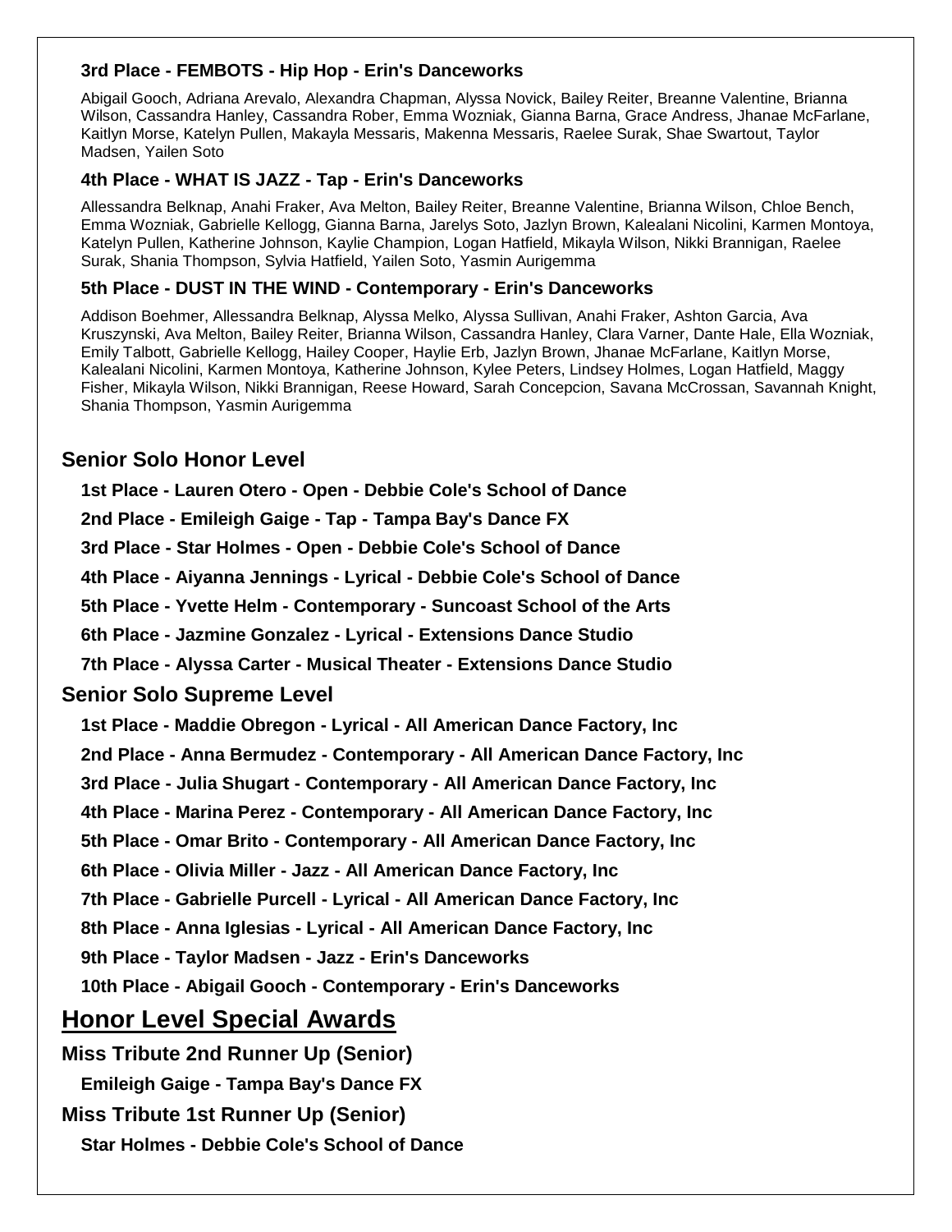**3rd Place - FEMBOTS - Hip Hop - Erin's Danceworks**

Abigail Gooch, Adriana Arevalo, Alexandra Chapman, Alyssa Novick, Bailey Reiter, Breanne Valentine, Brianna Wilson, Cassandra Hanley, Cassandra Rober, Emma Wozniak, Gianna Barna, Grace Andress, Jhanae McFarlane, Kaitlyn Morse, Katelyn Pullen, Makayla Messaris, Makenna Messaris, Raelee Surak, Shae Swartout, Taylor Madsen, Yailen Soto

**4th Place - WHAT IS JAZZ - Tap - Erin's Danceworks**

Allessandra Belknap, Anahi Fraker, Ava Melton, Bailey Reiter, Breanne Valentine, Brianna Wilson, Chloe Bench, Emma Wozniak, Gabrielle Kellogg, Gianna Barna, Jarelys Soto, Jazlyn Brown, Kalealani Nicolini, Karmen Montoya, Katelyn Pullen, Katherine Johnson, Kaylie Champion, Logan Hatfield, Mikayla Wilson, Nikki Brannigan, Raelee Surak, Shania Thompson, Sylvia Hatfield, Yailen Soto, Yasmin Aurigemma

**5th Place - DUST IN THE WIND - Contemporary - Erin's Danceworks**

Addison Boehmer, Allessandra Belknap, Alyssa Melko, Alyssa Sullivan, Anahi Fraker, Ashton Garcia, Ava Kruszynski, Ava Melton, Bailey Reiter, Brianna Wilson, Cassandra Hanley, Clara Varner, Dante Hale, Ella Wozniak, Emily Talbott, Gabrielle Kellogg, Hailey Cooper, Haylie Erb, Jazlyn Brown, Jhanae McFarlane, Kaitlyn Morse, Kalealani Nicolini, Karmen Montoya, Katherine Johnson, Kylee Peters, Lindsey Holmes, Logan Hatfield, Maggy Fisher, Mikayla Wilson, Nikki Brannigan, Reese Howard, Sarah Concepcion, Savana McCrossan, Savannah Knight, Shania Thompson, Yasmin Aurigemma

## Senior Solo Honor Level

**1st Place - Lauren Otero - Open - Debbie Cole's School of Dance**

**2nd Place - Emileigh Gaige - Tap - Tampa Bay's Dance FX**

**3rd Place - Star Holmes - Open - Debbie Cole's School of Dance**

**4th Place - Aiyanna Jennings - Lyrical - Debbie Cole's School of Dance**

**5th Place - Yvette Helm - Contemporary - Suncoast School of the Arts**

**6th Place - Jazmine Gonzalez - Lyrical - Extensions Dance Studio**

**7th Place - Alyssa Carter - Musical Theater - Extensions Dance Studio**

## Senior Solo Supreme Level

**1st Place - Maddie Obregon - Lyrical - All American Dance Factory, Inc**

**2nd Place - Anna Bermudez - Contemporary - All American Dance Factory, Inc**

**3rd Place - Julia Shugart - Contemporary - All American Dance Factory, Inc**

**4th Place - Marina Perez - Contemporary - All American Dance Factory, Inc**

**5th Place - Omar Brito - Contemporary - All American Dance Factory, Inc**

**6th Place - Olivia Miller - Jazz - All American Dance Factory, Inc**

**7th Place - Gabrielle Purcell - Lyrical - All American Dance Factory, Inc**

**8th Place - Anna Iglesias - Lyrical - All American Dance Factory, Inc**

**9th Place - Taylor Madsen - Jazz - Erin's Danceworks**

**10th Place - Abigail Gooch - Contemporary - Erin's Danceworks**

# Honor Level Special Awards

## Miss Tribute 2nd Runner Up (Senior)

**Emileigh Gaige - Tampa Bay's Dance FX**

## Miss Tribute 1st Runner Up (Senior)

**Star Holmes - Debbie Cole's School of Dance**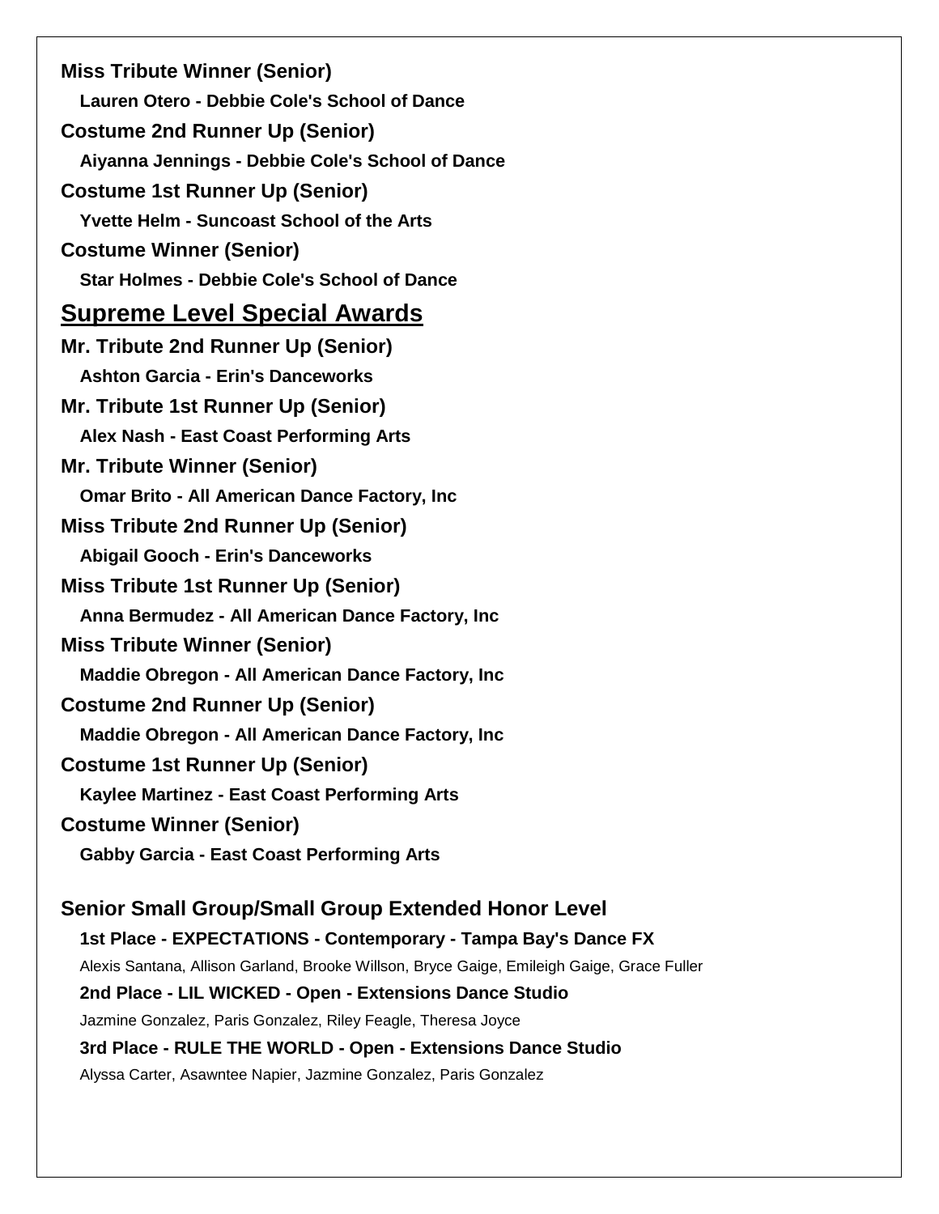**Miss Tribute Winner (Senior)**

**Lauren Otero - Debbie Cole's School of Dance**

**Costume 2nd Runner Up (Senior)**

**Aiyanna Jennings - Debbie Cole's School of Dance**

**Costume 1st Runner Up (Senior)**

**Yvette Helm - Suncoast School of the Arts**

**Costume Winner (Senior)**

**Star Holmes - Debbie Cole's School of Dance**

## Supreme Level Special Awards

**Mr. Tribute 2nd Runner Up (Senior)**

**Ashton Garcia - Erin's Danceworks**

**Mr. Tribute 1st Runner Up (Senior)**

**Alex Nash - East Coast Performing Arts**

**Mr. Tribute Winner (Senior)**

**Omar Brito - All American Dance Factory, Inc**

**Miss Tribute 2nd Runner Up (Senior)**

**Abigail Gooch - Erin's Danceworks**

**Miss Tribute 1st Runner Up (Senior)**

**Anna Bermudez - All American Dance Factory, Inc**

**Miss Tribute Winner (Senior)**

**Maddie Obregon - All American Dance Factory, Inc**

**Costume 2nd Runner Up (Senior)**

**Maddie Obregon - All American Dance Factory, Inc**

**Costume 1st Runner Up (Senior)**

**Kaylee Martinez - East Coast Performing Arts**

**Costume Winner (Senior)**

**Gabby Garcia - East Coast Performing Arts**

### Senior Small Group/Small Group Extended Honor Level

**1st Place - EXPECTATIONS - Contemporary - Tampa Bay's Dance FX**

Alexis Santana, Allison Garland, Brooke Willson, Bryce Gaige, Emileigh Gaige, Grace Fuller

**2nd Place - LIL WICKED - Open - Extensions Dance Studio**

Jazmine Gonzalez, Paris Gonzalez, Riley Feagle, Theresa Joyce

**3rd Place - RULE THE WORLD - Open - Extensions Dance Studio**

Alyssa Carter, Asawntee Napier, Jazmine Gonzalez, Paris Gonzalez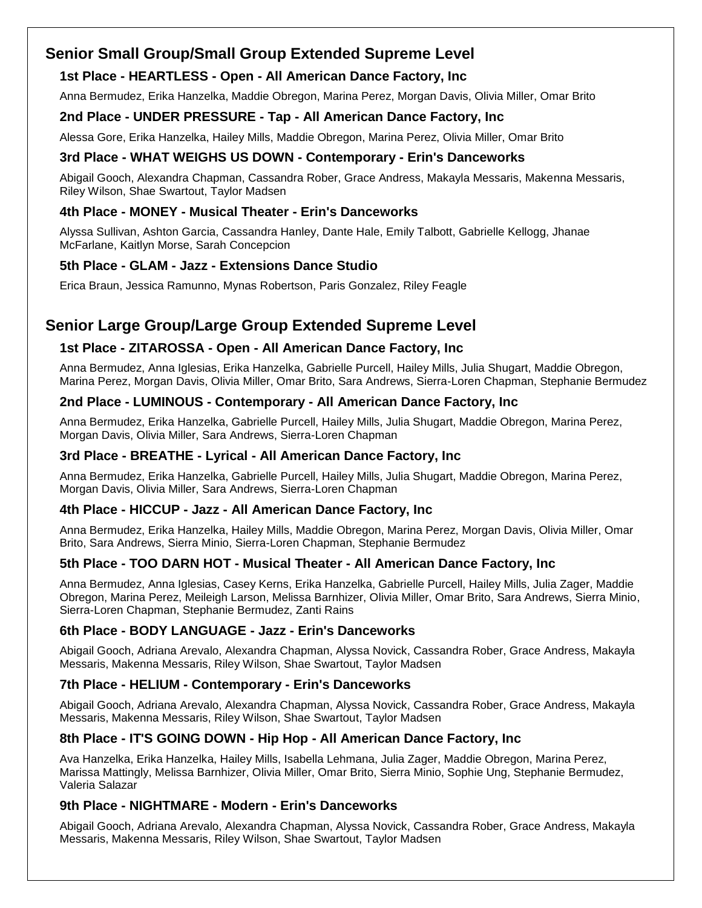## Senior Small Group/Small Group Extended Supreme Level

### 1st Place - HEARTLESS - Open - All American Dance Factory, Inc

Anna Bermudez, Erika Hanzelka, Maddie Obregon, Marina Perez, Morgan Davis, Olivia Miller, Omar Brito

### 2nd Place - UNDER PRESSURE - Tap - All American Dance Factory, Inc

Alessa Gore, Erika Hanzelka, Hailey Mills, Maddie Obregon, Marina Perez, Olivia Miller, Omar Brito

### 3rd Place - WHAT WEIGHS US DOWN - Contemporary - Erin's Danceworks

Abigail Gooch, Alexandra Chapman, Cassandra Rober, Grace Andress, Makayla Messaris, Makenna Messaris, Riley Wilson, Shae Swartout, Taylor Madsen

### 4th Place - MONEY - Musical Theater - Erin's Danceworks

Alyssa Sullivan, Ashton Garcia, Cassandra Hanley, Dante Hale, Emily Talbott, Gabrielle Kellogg, Jhanae McFarlane, Kaitlyn Morse, Sarah Concepcion

### 5th Place - GLAM - Jazz - Extensions Dance Studio

Erica Braun, Jessica Ramunno, Mynas Robertson, Paris Gonzalez, Riley Feagle

## Senior Large Group/Large Group Extended Supreme Level

### 1st Place - ZITAROSSA - Open - All American Dance Factory, Inc

Anna Bermudez, Anna Iglesias, Erika Hanzelka, Gabrielle Purcell, Hailey Mills, Julia Shugart, Maddie Obregon, Marina Perez, Morgan Davis, Olivia Miller, Omar Brito, Sara Andrews, Sierra-Loren Chapman, Stephanie Bermudez

### 2nd Place - LUMINOUS - Contemporary - All American Dance Factory, Inc

Anna Bermudez, Erika Hanzelka, Gabrielle Purcell, Hailey Mills, Julia Shugart, Maddie Obregon, Marina Perez, Morgan Davis, Olivia Miller, Sara Andrews, Sierra-Loren Chapman

### 3rd Place - BREATHE - Lyrical - All American Dance Factory, Inc

Anna Bermudez, Erika Hanzelka, Gabrielle Purcell, Hailey Mills, Julia Shugart, Maddie Obregon, Marina Perez, Morgan Davis, Olivia Miller, Sara Andrews, Sierra-Loren Chapman

### 4th Place - HICCUP - Jazz - All American Dance Factory, Inc

Anna Bermudez, Erika Hanzelka, Hailey Mills, Maddie Obregon, Marina Perez, Morgan Davis, Olivia Miller, Omar Brito, Sara Andrews, Sierra Minio, Sierra-Loren Chapman, Stephanie Bermudez

### 5th Place - TOO DARN HOT - Musical Theater - All American Dance Factory, Inc

Anna Bermudez, Anna Iglesias, Casey Kerns, Erika Hanzelka, Gabrielle Purcell, Hailey Mills, Julia Zager, Maddie Obregon, Marina Perez, Meileigh Larson, Melissa Barnhizer, Olivia Miller, Omar Brito, Sara Andrews, Sierra Minio, Sierra-Loren Chapman, Stephanie Bermudez, Zanti Rains

### 6th Place - BODY LANGUAGE - Jazz - Erin's Danceworks

Abigail Gooch, Adriana Arevalo, Alexandra Chapman, Alyssa Novick, Cassandra Rober, Grace Andress, Makayla Messaris, Makenna Messaris, Riley Wilson, Shae Swartout, Taylor Madsen

### 7th Place - HELIUM - Contemporary - Erin's Danceworks

Abigail Gooch, Adriana Arevalo, Alexandra Chapman, Alyssa Novick, Cassandra Rober, Grace Andress, Makayla Messaris, Makenna Messaris, Riley Wilson, Shae Swartout, Taylor Madsen

### 8th Place - IT'S GOING DOWN - Hip Hop - All American Dance Factory, Inc

Ava Hanzelka, Erika Hanzelka, Hailey Mills, Isabella Lehmana, Julia Zager, Maddie Obregon, Marina Perez, Marissa Mattingly, Melissa Barnhizer, Olivia Miller, Omar Brito, Sierra Minio, Sophie Ung, Stephanie Bermudez, Valeria Salazar

### 9th Place - NIGHTMARE - Modern - Erin's Danceworks

Abigail Gooch, Adriana Arevalo, Alexandra Chapman, Alyssa Novick, Cassandra Rober, Grace Andress, Makayla Messaris, Makenna Messaris, Riley Wilson, Shae Swartout, Taylor Madsen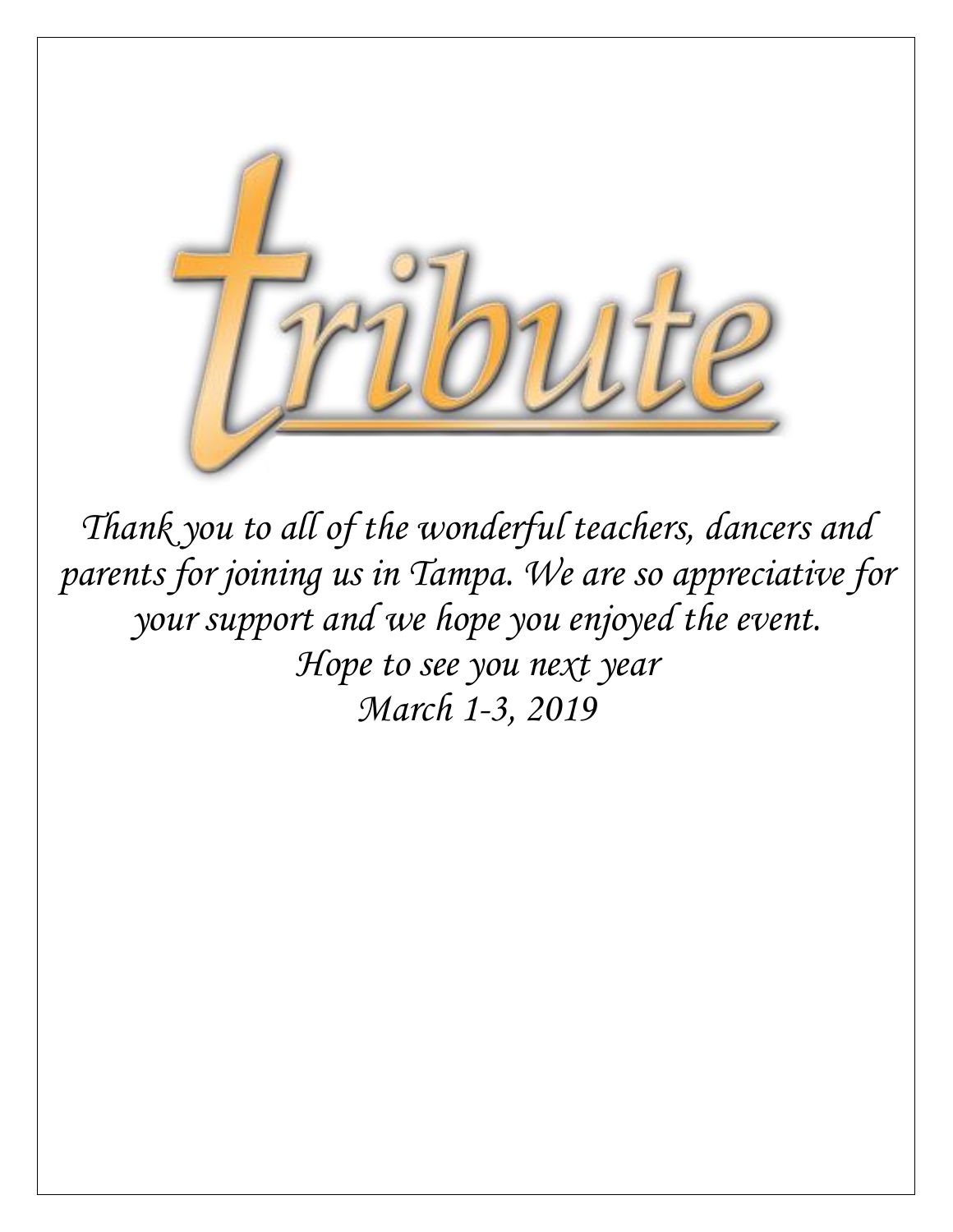tribute

*Thank you to all of the wonderful teachers, dancers and parents for joining us in Tampa. We are so appreciative for your support and we hope you enjoyed the event.*

*Hope to see you next year*

*March 1-3, 2019*